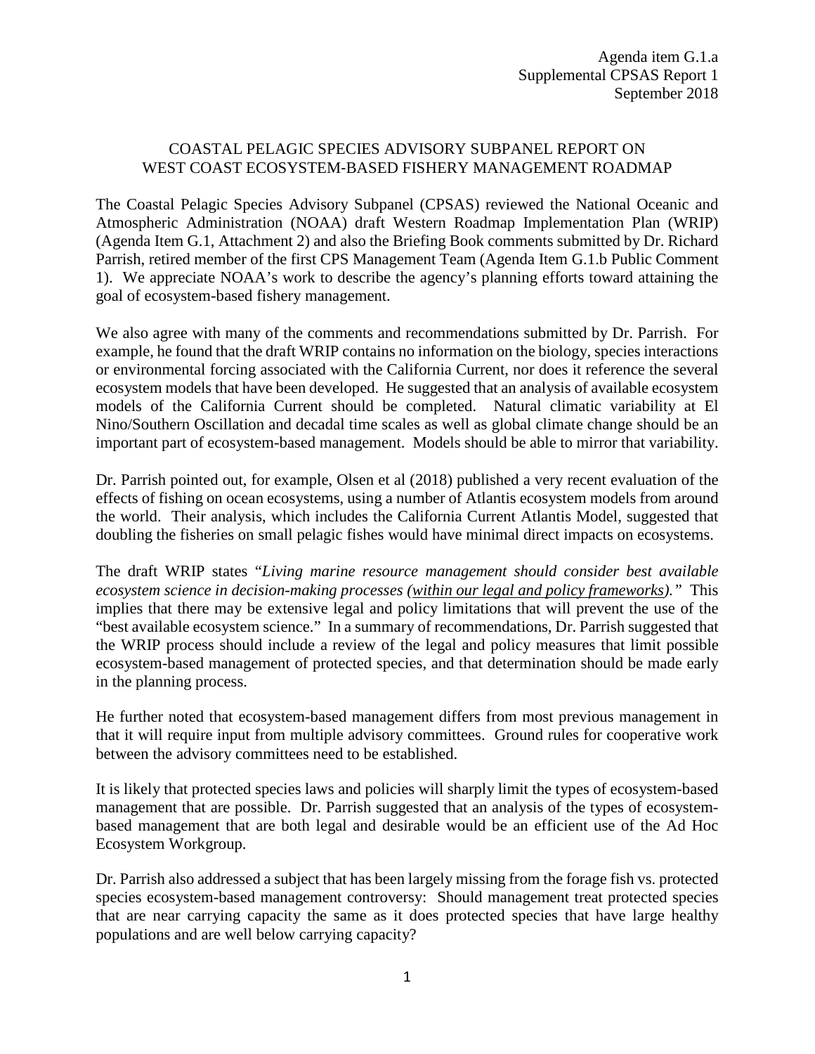Agenda item G.1.a
Supplemental CPSAS Report 1
September 2018

# COASTAL PELAGIC SPECIES ADVISORY SUBPANEL REPORT ON WEST COAST ECOSYSTEM-BASED FISHERY MANAGEMENT ROADMAP

The Coastal Pelagic Species Advisory Subpanel (CPSAS) reviewed the National Oceanic and Atmospheric Administration (NOAA) draft Western Roadmap Implementation Plan (WRIP) (Agenda Item G.1, Attachment 2) and also the Briefing Book comments submitted by Dr. Richard Parrish, retired member of the first CPS Management Team (Agenda Item G.1.b Public Comment 1). We appreciate NOAA's work to describe the agency's planning efforts toward attaining the goal of ecosystem-based fishery management.

We also agree with many of the comments and recommendations submitted by Dr. Parrish. For example, he found that the draft WRIP contains no information on the biology, species interactions or environmental forcing associated with the California Current, nor does it reference the several ecosystem models that have been developed. He suggested that an analysis of available ecosystem models of the California Current should be completed. Natural climatic variability at El Nino/Southern Oscillation and decadal time scales as well as global climate change should be an important part of ecosystem-based management. Models should be able to mirror that variability.

Dr. Parrish pointed out, for example, Olsen et al (2018) published a very recent evaluation of the effects of fishing on ocean ecosystems, using a number of Atlantis ecosystem models from around the world. Their analysis, which includes the California Current Atlantis Model, suggested that doubling the fisheries on small pelagic fishes would have minimal direct impacts on ecosystems.

The draft WRIP states "*Living marine resource management should consider best available ecosystem science in decision-making processes (<u>within our legal and policy frameworks</u>).*" This implies that there may be extensive legal and policy limitations that will prevent the use of the "best available ecosystem science." In a summary of recommendations, Dr. Parrish suggested that the WRIP process should include a review of the legal and policy measures that limit possible ecosystem-based management of protected species, and that determination should be made early in the planning process.

He further noted that ecosystem-based management differs from most previous management in that it will require input from multiple advisory committees. Ground rules for cooperative work between the advisory committees need to be established.

It is likely that protected species laws and policies will sharply limit the types of ecosystem-based management that are possible. Dr. Parrish suggested that an analysis of the types of ecosystem-based management that are both legal and desirable would be an efficient use of the Ad Hoc Ecosystem Workgroup.

Dr. Parrish also addressed a subject that has been largely missing from the forage fish vs. protected species ecosystem-based management controversy: Should management treat protected species that are near carrying capacity the same as it does protected species that have large healthy populations and are well below carrying capacity?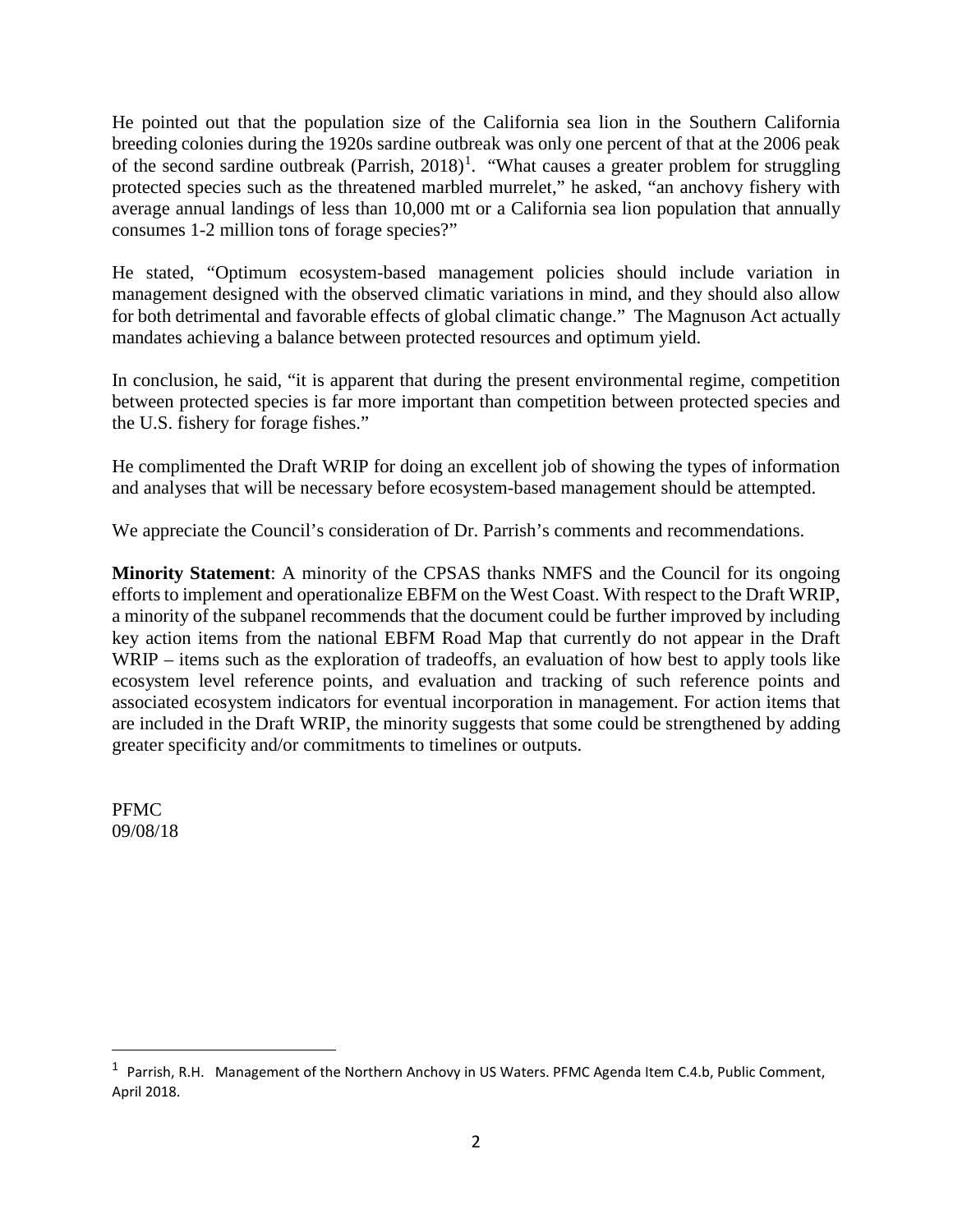He pointed out that the population size of the California sea lion in the Southern California breeding colonies during the 1920s sardine outbreak was only one percent of that at the 2006 peak of the second sardine outbreak (Parrish, 2018)[1]. "What causes a greater problem for struggling protected species such as the threatened marbled murrelet," he asked, "an anchovy fishery with average annual landings of less than 10,000 mt or a California sea lion population that annually consumes 1-2 million tons of forage species?"

He stated, "Optimum ecosystem-based management policies should include variation in management designed with the observed climatic variations in mind, and they should also allow for both detrimental and favorable effects of global climatic change." The Magnuson Act actually mandates achieving a balance between protected resources and optimum yield.

In conclusion, he said, "it is apparent that during the present environmental regime, competition between protected species is far more important than competition between protected species and the U.S. fishery for forage fishes."

He complimented the Draft WRIP for doing an excellent job of showing the types of information and analyses that will be necessary before ecosystem-based management should be attempted.

We appreciate the Council's consideration of Dr. Parrish's comments and recommendations.

**Minority Statement**: A minority of the CPSAS thanks NMFS and the Council for its ongoing efforts to implement and operationalize EBFM on the West Coast. With respect to the Draft WRIP, a minority of the subpanel recommends that the document could be further improved by including key action items from the national EBFM Road Map that currently do not appear in the Draft WRIP – items such as the exploration of tradeoffs, an evaluation of how best to apply tools like ecosystem level reference points, and evaluation and tracking of such reference points and associated ecosystem indicators for eventual incorporation in management. For action items that are included in the Draft WRIP, the minority suggests that some could be strengthened by adding greater specificity and/or commitments to timelines or outputs.

PFMC
09/08/18

[1] Parrish, R.H. Management of the Northern Anchovy in US Waters. PFMC Agenda Item C.4.b, Public Comment, April 2018.